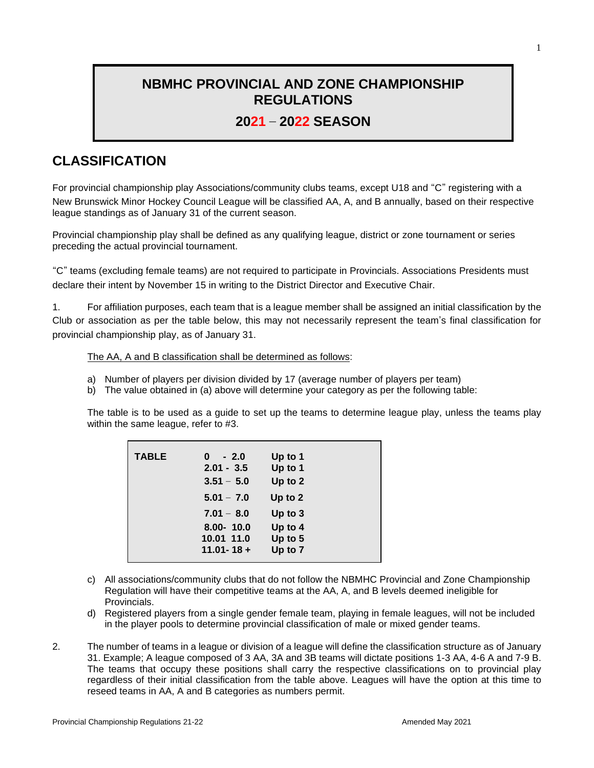# NBMHC PROVINCIAL AND ZONE CHAMPIONSHIP REGULATIONS

## 2021 – 2022 SEASON

## CLASSIFICATION

For provincial championship play Associations/community clubs teams, except U18 and "C" registering with a New Brunswick Minor Hockey Council League will be classified AA, A, and B annually, based on their respective league standings as of January 31 of the current season.

Provincial championship play shall be defined as any qualifying league, district or zone tournament or series preceding the actual provincial tournament.

"C" teams (excluding female teams) are not required to participate in Provincials. Associations Presidents must declare their intent by November 15 in writing to the District Director and Executive Chair.

1. For affiliation purposes, each team that is a league member shall be assigned an initial classification by the Club or association as per the table below, this may not necessarily represent the team's final classification for provincial championship play, as of January 31.

The AA, A and B classification shall be determined as follows:

a) Number of players per division divided by 17 (average number of players per team)
b) The value obtained in (a) above will determine your category as per the following table:

The table is to be used as a guide to set up the teams to determine league play, unless the teams play within the same league, refer to #3.

| TABLE | | |
|---|---|---|
| | 0 - 2.0 | Up to 1 |
| | 2.01 - 3.5 | Up to 1 |
| | 3.51 – 5.0 | Up to 2 |
| | 5.01 – 7.0 | Up to 2 |
| | 7.01 – 8.0 | Up to 3 |
| | 8.00- 10.0 | Up to 4 |
| | 10.01 11.0 | Up to 5 |
| | 11.01- 18 + | Up to 7 |

c) All associations/community clubs that do not follow the NBMHC Provincial and Zone Championship Regulation will have their competitive teams at the AA, A, and B levels deemed ineligible for Provincials.
d) Registered players from a single gender female team, playing in female leagues, will not be included in the player pools to determine provincial classification of male or mixed gender teams.

2. The number of teams in a league or division of a league will define the classification structure as of January 31. Example; A league composed of 3 AA, 3A and 3B teams will dictate positions 1-3 AA, 4-6 A and 7-9 B. The teams that occupy these positions shall carry the respective classifications on to provincial play regardless of their initial classification from the table above. Leagues will have the option at this time to reseed teams in AA, A and B categories as numbers permit.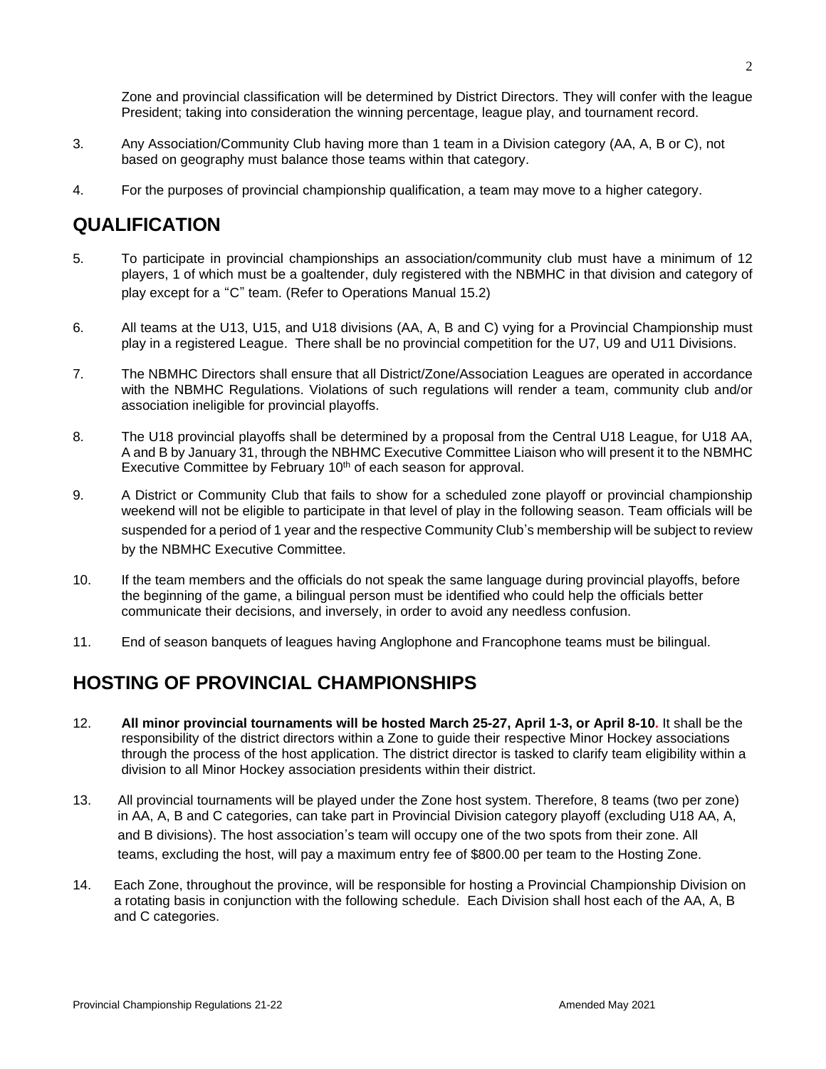Zone and provincial classification will be determined by District Directors. They will confer with the league President; taking into consideration the winning percentage, league play, and tournament record.

3. Any Association/Community Club having more than 1 team in a Division category (AA, A, B or C), not based on geography must balance those teams within that category.

4. For the purposes of provincial championship qualification, a team may move to a higher category.

## QUALIFICATION

5. To participate in provincial championships an association/community club must have a minimum of 12 players, 1 of which must be a goaltender, duly registered with the NBMHC in that division and category of play except for a "C" team. (Refer to Operations Manual 15.2)

6. All teams at the U13, U15, and U18 divisions (AA, A, B and C) vying for a Provincial Championship must play in a registered League. There shall be no provincial competition for the U7, U9 and U11 Divisions.

7. The NBMHC Directors shall ensure that all District/Zone/Association Leagues are operated in accordance with the NBMHC Regulations. Violations of such regulations will render a team, community club and/or association ineligible for provincial playoffs.

8. The U18 provincial playoffs shall be determined by a proposal from the Central U18 League, for U18 AA, A and B by January 31, through the NBHMC Executive Committee Liaison who will present it to the NBMHC Executive Committee by February 10th of each season for approval.

9. A District or Community Club that fails to show for a scheduled zone playoff or provincial championship weekend will not be eligible to participate in that level of play in the following season. Team officials will be suspended for a period of 1 year and the respective Community Club's membership will be subject to review by the NBMHC Executive Committee.

10. If the team members and the officials do not speak the same language during provincial playoffs, before the beginning of the game, a bilingual person must be identified who could help the officials better communicate their decisions, and inversely, in order to avoid any needless confusion.

11. End of season banquets of leagues having Anglophone and Francophone teams must be bilingual.

## HOSTING OF PROVINCIAL CHAMPIONSHIPS

12. **All minor provincial tournaments will be hosted March 25-27, April 1-3, or April 8-10.** It shall be the responsibility of the district directors within a Zone to guide their respective Minor Hockey associations through the process of the host application. The district director is tasked to clarify team eligibility within a division to all Minor Hockey association presidents within their district.

13. All provincial tournaments will be played under the Zone host system. Therefore, 8 teams (two per zone) in AA, A, B and C categories, can take part in Provincial Division category playoff (excluding U18 AA, A, and B divisions). The host association's team will occupy one of the two spots from their zone. All teams, excluding the host, will pay a maximum entry fee of $800.00 per team to the Hosting Zone.

14. Each Zone, throughout the province, will be responsible for hosting a Provincial Championship Division on a rotating basis in conjunction with the following schedule. Each Division shall host each of the AA, A, B and C categories.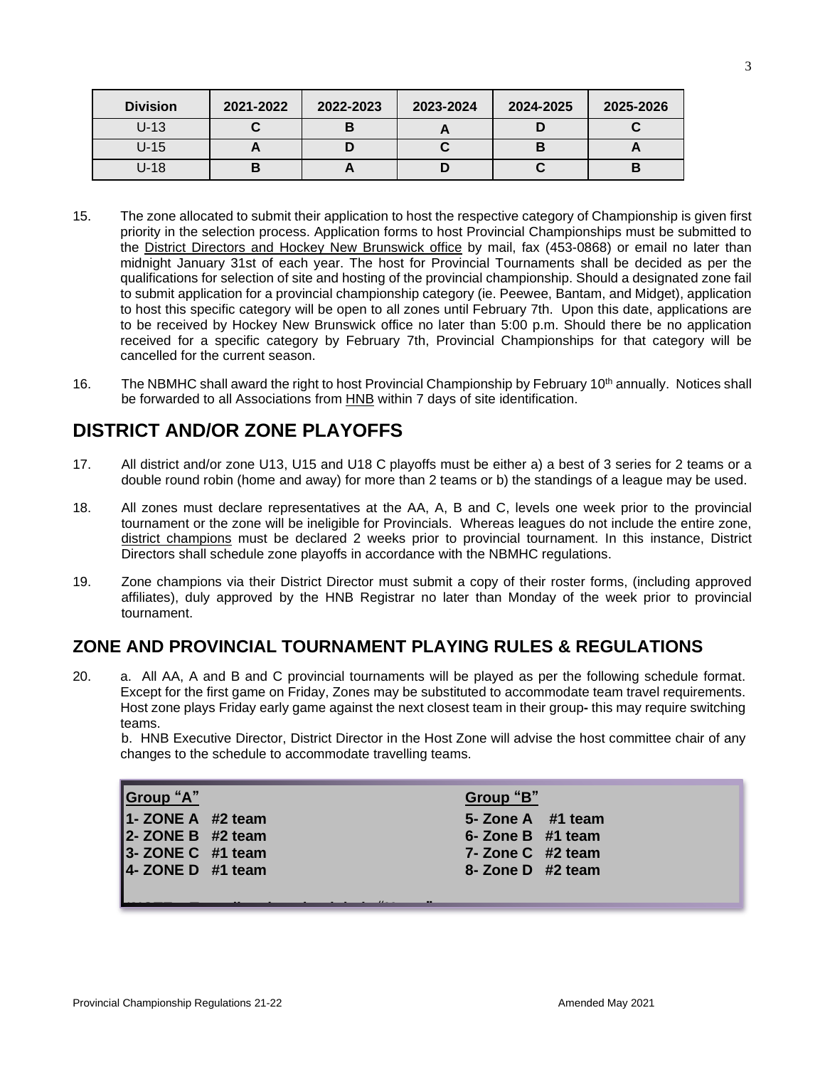| Division | 2021-2022 | 2022-2023 | 2023-2024 | 2024-2025 | 2025-2026 |
|---|---|---|---|---|---|
| U-13 | C | B | A | D | C |
| U-15 | A | D | C | B | A |
| U-18 | B | A | D | C | B |

15. The zone allocated to submit their application to host the respective category of Championship is given first priority in the selection process. Application forms to host Provincial Championships must be submitted to the District Directors and Hockey New Brunswick office by mail, fax (453-0868) or email no later than midnight January 31st of each year. The host for Provincial Tournaments shall be decided as per the qualifications for selection of site and hosting of the provincial championship. Should a designated zone fail to submit application for a provincial championship category (ie. Peewee, Bantam, and Midget), application to host this specific category will be open to all zones until February 7th. Upon this date, applications are to be received by Hockey New Brunswick office no later than 5:00 p.m. Should there be no application received for a specific category by February 7th, Provincial Championships for that category will be cancelled for the current season.

16. The NBMHC shall award the right to host Provincial Championship by February 10th annually. Notices shall be forwarded to all Associations from HNB within 7 days of site identification.

## DISTRICT AND/OR ZONE PLAYOFFS

17. All district and/or zone U13, U15 and U18 C playoffs must be either a) a best of 3 series for 2 teams or a double round robin (home and away) for more than 2 teams or b) the standings of a league may be used.

18. All zones must declare representatives at the AA, A, B and C, levels one week prior to the provincial tournament or the zone will be ineligible for Provincials. Whereas leagues do not include the entire zone, district champions must be declared 2 weeks prior to provincial tournament. In this instance, District Directors shall schedule zone playoffs in accordance with the NBMHC regulations.

19. Zone champions via their District Director must submit a copy of their roster forms, (including approved affiliates), duly approved by the HNB Registrar no later than Monday of the week prior to provincial tournament.

## ZONE AND PROVINCIAL TOURNAMENT PLAYING RULES & REGULATIONS

20. a. All AA, A and B and C provincial tournaments will be played as per the following schedule format. Except for the first game on Friday, Zones may be substituted to accommodate team travel requirements. Host zone plays Friday early game against the next closest team in their group**-** this may require switching teams.

    b. HNB Executive Director, District Director in the Host Zone will advise the host committee chair of any changes to the schedule to accommodate travelling teams.

| **Group "A"** | **Group "B"** |
|---|---|
| **1- ZONE A #2 team** | **5- Zone A #1 team** |
| **2- ZONE B #2 team** | **6- Zone B #1 team** |
| **3- ZONE C #1 team** | **7- Zone C #2 team** |
| **4- ZONE D #1 team** | **8- Zone D #2 team** |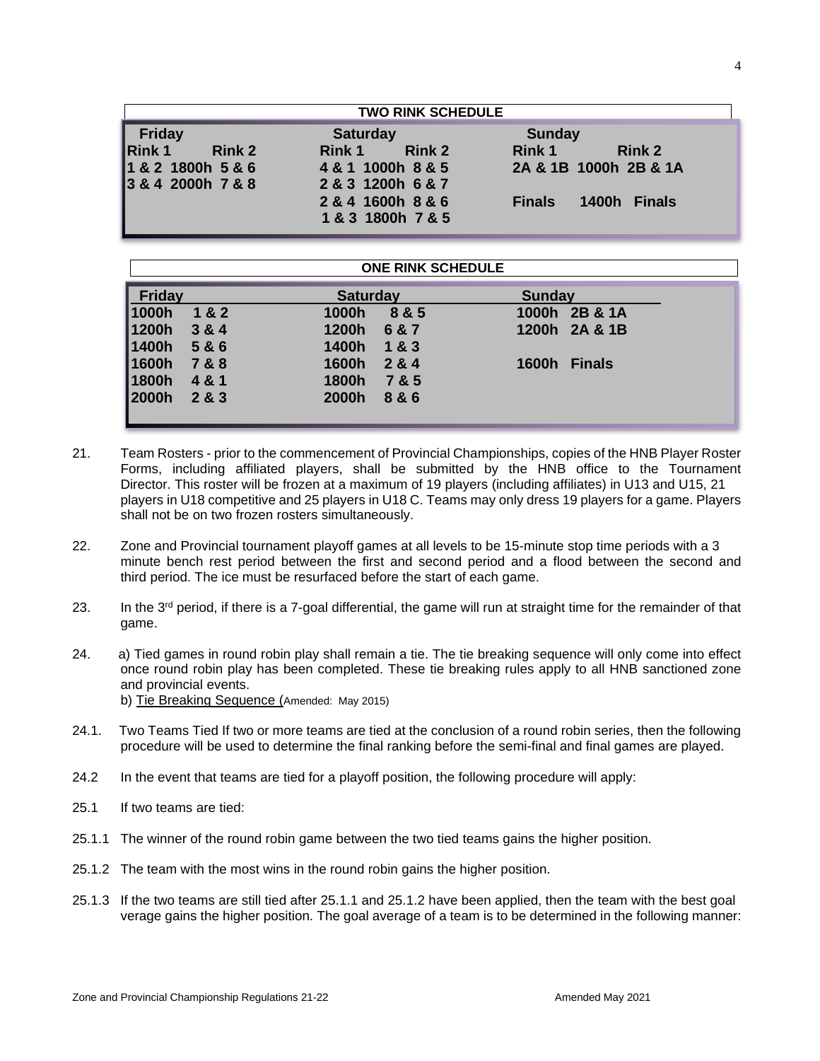**TWO RINK SCHEDULE**

| Friday | | Saturday | | Sunday | |
|---|---|---|---|---|---|
| Rink 1 | Rink 2 | Rink 1 | Rink 2 | Rink 1 | Rink 2 |
| 1 & 2 1800h | 5 & 6 | 4 & 1 1000h | 8 & 5 | 2A & 1B 1000h | 2B & 1A |
| 3 & 4 2000h | 7 & 8 | 2 & 3 1200h | 6 & 7 | | |
| | | 2 & 4 1600h | 8 & 6 | Finals 1400h | Finals |
| | | 1 & 3 1800h | 7 & 5 | | |

**ONE RINK SCHEDULE**

| Friday | Saturday | Sunday |
|---|---|---|
| 1000h 1 & 2 | 1000h 8 & 5 | 1000h 2B & 1A |
| 1200h 3 & 4 | 1200h 6 & 7 | 1200h 2A & 1B |
| 1400h 5 & 6 | 1400h 1 & 3 | |
| 1600h 7 & 8 | 1600h 2 & 4 | 1600h Finals |
| 1800h 4 & 1 | 1800h 7 & 5 | |
| 2000h 2 & 3 | 2000h 8 & 6 | |

21. Team Rosters - prior to the commencement of Provincial Championships, copies of the HNB Player Roster Forms, including affiliated players, shall be submitted by the HNB office to the Tournament Director. This roster will be frozen at a maximum of 19 players (including affiliates) in U13 and U15, 21 players in U18 competitive and 25 players in U18 C. Teams may only dress 19 players for a game. Players shall not be on two frozen rosters simultaneously.

22. Zone and Provincial tournament playoff games at all levels to be 15-minute stop time periods with a 3 minute bench rest period between the first and second period and a flood between the second and third period. The ice must be resurfaced before the start of each game.

23. In the 3rd period, if there is a 7-goal differential, the game will run at straight time for the remainder of that game.

24. a) Tied games in round robin play shall remain a tie. The tie breaking sequence will only come into effect once round robin play has been completed. These tie breaking rules apply to all HNB sanctioned zone and provincial events.
b) Tie Breaking Sequence (Amended: May 2015)

24.1. Two Teams Tied If two or more teams are tied at the conclusion of a round robin series, then the following procedure will be used to determine the final ranking before the semi-final and final games are played.

24.2 In the event that teams are tied for a playoff position, the following procedure will apply:

25.1 If two teams are tied:

25.1.1 The winner of the round robin game between the two tied teams gains the higher position.

25.1.2 The team with the most wins in the round robin gains the higher position.

25.1.3 If the two teams are still tied after 25.1.1 and 25.1.2 have been applied, then the team with the best goal verage gains the higher position. The goal average of a team is to be determined in the following manner: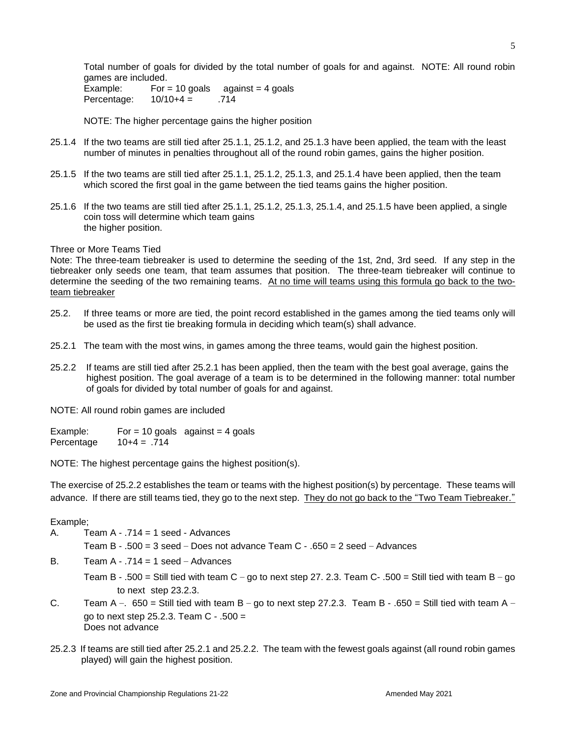Total number of goals for divided by the total number of goals for and against. NOTE: All round robin games are included.

Example: For = 10 goals against = 4 goals
Percentage: 10/10+4 = .714

NOTE: The higher percentage gains the higher position

25.1.4 If the two teams are still tied after 25.1.1, 25.1.2, and 25.1.3 have been applied, the team with the least number of minutes in penalties throughout all of the round robin games, gains the higher position.

25.1.5 If the two teams are still tied after 25.1.1, 25.1.2, 25.1.3, and 25.1.4 have been applied, then the team which scored the first goal in the game between the tied teams gains the higher position.

25.1.6 If the two teams are still tied after 25.1.1, 25.1.2, 25.1.3, 25.1.4, and 25.1.5 have been applied, a single coin toss will determine which team gains the higher position.

Three or More Teams Tied

Note: The three-team tiebreaker is used to determine the seeding of the 1st, 2nd, 3rd seed. If any step in the tiebreaker only seeds one team, that team assumes that position. The three-team tiebreaker will continue to determine the seeding of the two remaining teams. <u>At no time will teams using this formula go back to the two-team tiebreaker</u>

25.2. If three teams or more are tied, the point record established in the games among the tied teams only will be used as the first tie breaking formula in deciding which team(s) shall advance.

25.2.1 The team with the most wins, in games among the three teams, would gain the highest position.

25.2.2 If teams are still tied after 25.2.1 has been applied, then the team with the best goal average, gains the highest position. The goal average of a team is to be determined in the following manner: total number of goals for divided by total number of goals for and against.

NOTE: All round robin games are included

Example: For = 10 goals against = 4 goals
Percentage 10+4 = .714

NOTE: The highest percentage gains the highest position(s).

The exercise of 25.2.2 establishes the team or teams with the highest position(s) by percentage. These teams will advance. If there are still teams tied, they go to the next step. <u>They do not go back to the "Two Team Tiebreaker."</u>

Example;

A. Team A - .714 = 1 seed - Advances
Team B - .500 = 3 seed – Does not advance Team C - .650 = 2 seed – Advances

B. Team A - .714 = 1 seed – Advances
Team B - .500 = Still tied with team C – go to next step 27. 2.3. Team C- .500 = Still tied with team B – go to next step 23.2.3.

C. Team A –. 650 = Still tied with team B – go to next step 27.2.3. Team B - .650 = Still tied with team A – go to next step 25.2.3. Team C - .500 = Does not advance

25.2.3 If teams are still tied after 25.2.1 and 25.2.2. The team with the fewest goals against (all round robin games played) will gain the highest position.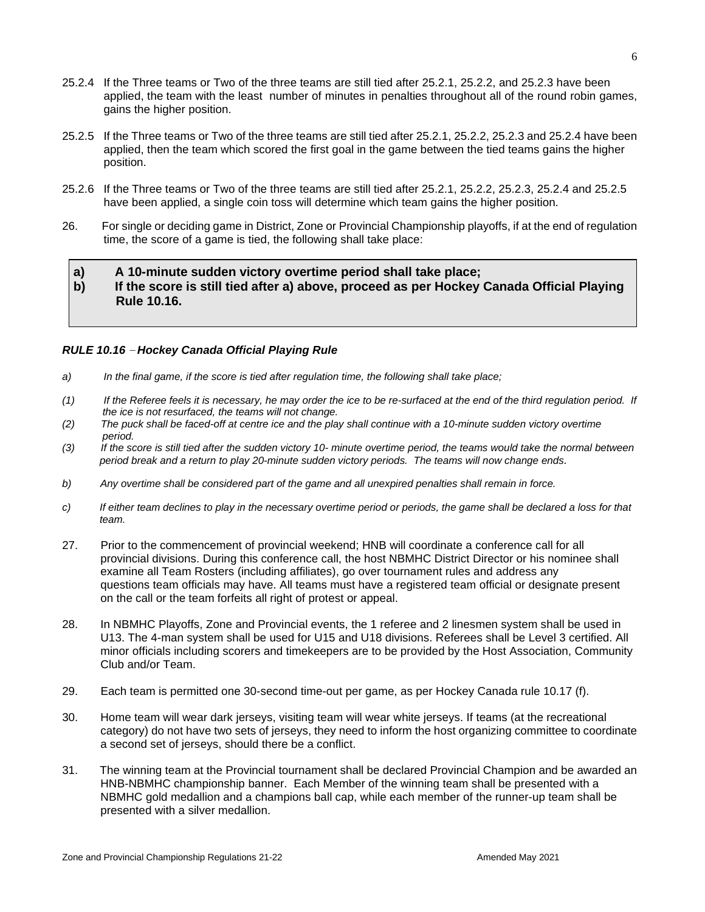25.2.4 If the Three teams or Two of the three teams are still tied after 25.2.1, 25.2.2, and 25.2.3 have been applied, the team with the least number of minutes in penalties throughout all of the round robin games, gains the higher position.

25.2.5 If the Three teams or Two of the three teams are still tied after 25.2.1, 25.2.2, 25.2.3 and 25.2.4 have been applied, then the team which scored the first goal in the game between the tied teams gains the higher position.

25.2.6 If the Three teams or Two of the three teams are still tied after 25.2.1, 25.2.2, 25.2.3, 25.2.4 and 25.2.5 have been applied, a single coin toss will determine which team gains the higher position.

26. For single or deciding game in District, Zone or Provincial Championship playoffs, if at the end of regulation time, the score of a game is tied, the following shall take place:

**a) A 10-minute sudden victory overtime period shall take place;**
**b) If the score is still tied after a) above, proceed as per Hockey Canada Official Playing Rule 10.16.**

***RULE 10.16 – Hockey Canada Official Playing Rule***

*a) In the final game, if the score is tied after regulation time, the following shall take place;*

*(1) If the Referee feels it is necessary, he may order the ice to be re-surfaced at the end of the third regulation period. If the ice is not resurfaced, the teams will not change.*
*(2) The puck shall be faced-off at centre ice and the play shall continue with a 10-minute sudden victory overtime period.*
*(3) If the score is still tied after the sudden victory 10- minute overtime period, the teams would take the normal between period break and a return to play 20-minute sudden victory periods. The teams will now change ends.*

*b) Any overtime shall be considered part of the game and all unexpired penalties shall remain in force.*

*c) If either team declines to play in the necessary overtime period or periods, the game shall be declared a loss for that team.*

27. Prior to the commencement of provincial weekend; HNB will coordinate a conference call for all provincial divisions. During this conference call, the host NBMHC District Director or his nominee shall examine all Team Rosters (including affiliates), go over tournament rules and address any questions team officials may have. All teams must have a registered team official or designate present on the call or the team forfeits all right of protest or appeal.

28. In NBMHC Playoffs, Zone and Provincial events, the 1 referee and 2 linesmen system shall be used in U13. The 4-man system shall be used for U15 and U18 divisions. Referees shall be Level 3 certified. All minor officials including scorers and timekeepers are to be provided by the Host Association, Community Club and/or Team.

29. Each team is permitted one 30-second time-out per game, as per Hockey Canada rule 10.17 (f).

30. Home team will wear dark jerseys, visiting team will wear white jerseys. If teams (at the recreational category) do not have two sets of jerseys, they need to inform the host organizing committee to coordinate a second set of jerseys, should there be a conflict.

31. The winning team at the Provincial tournament shall be declared Provincial Champion and be awarded an HNB-NBMHC championship banner. Each Member of the winning team shall be presented with a NBMHC gold medallion and a champions ball cap, while each member of the runner-up team shall be presented with a silver medallion.